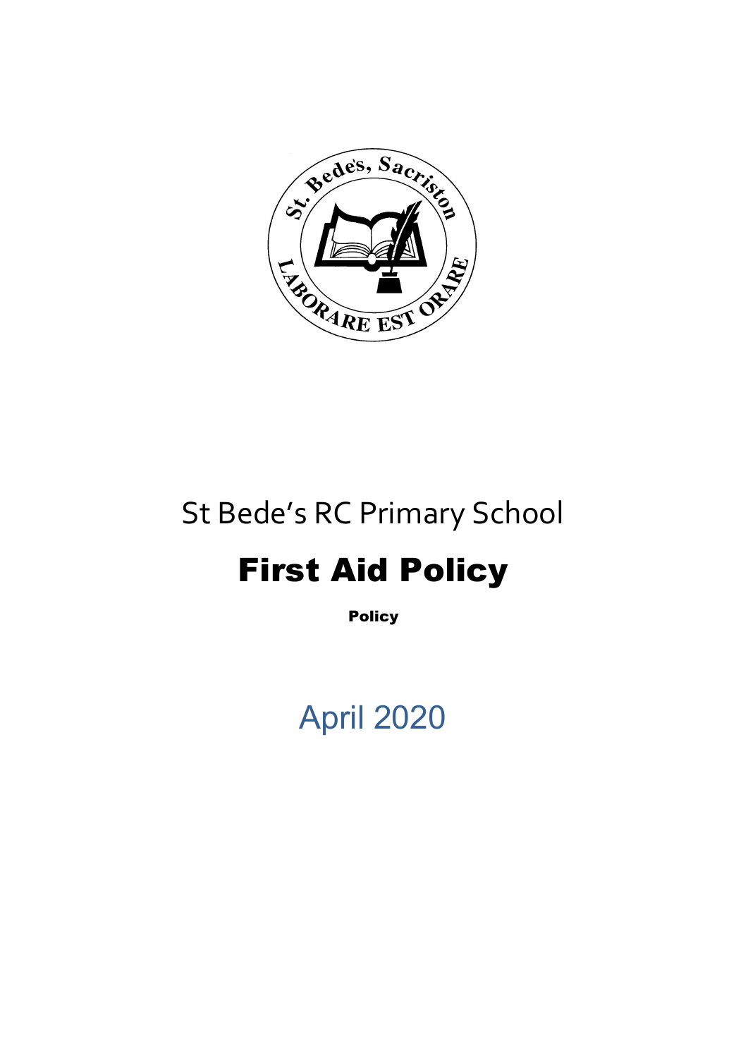St Bede's RC Primary School

# First Aid Policy

**Policy**

April 2020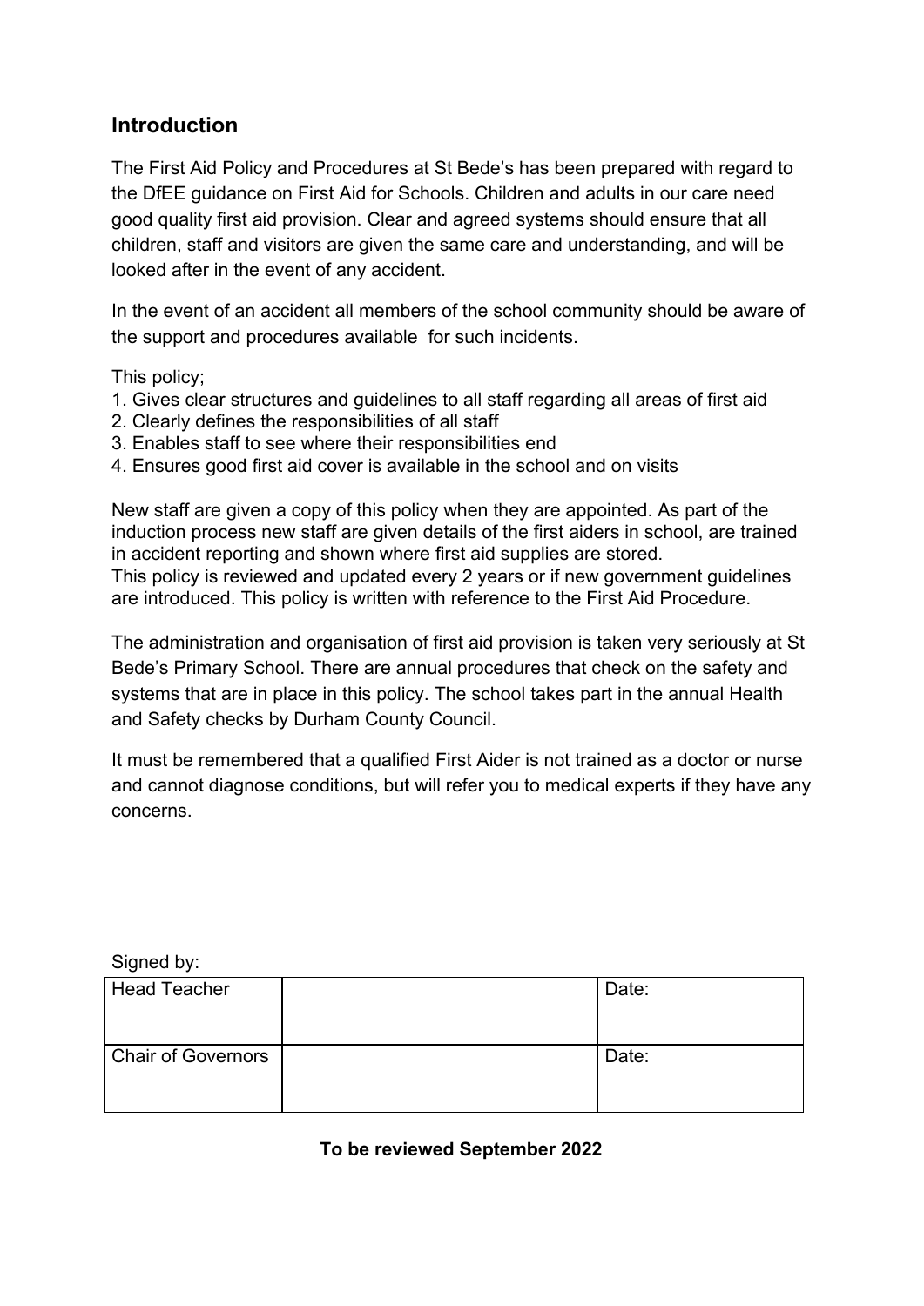## Introduction

The First Aid Policy and Procedures at St Bede's has been prepared with regard to the DfEE guidance on First Aid for Schools. Children and adults in our care need good quality first aid provision. Clear and agreed systems should ensure that all children, staff and visitors are given the same care and understanding, and will be looked after in the event of any accident.

In the event of an accident all members of the school community should be aware of the support and procedures available for such incidents.

This policy;

1. Gives clear structures and guidelines to all staff regarding all areas of first aid
2. Clearly defines the responsibilities of all staff
3. Enables staff to see where their responsibilities end
4. Ensures good first aid cover is available in the school and on visits

New staff are given a copy of this policy when they are appointed. As part of the induction process new staff are given details of the first aiders in school, are trained in accident reporting and shown where first aid supplies are stored.
This policy is reviewed and updated every 2 years or if new government guidelines are introduced. This policy is written with reference to the First Aid Procedure.

The administration and organisation of first aid provision is taken very seriously at St Bede's Primary School. There are annual procedures that check on the safety and systems that are in place in this policy. The school takes part in the annual Health and Safety checks by Durham County Council.

It must be remembered that a qualified First Aider is not trained as a doctor or nurse and cannot diagnose conditions, but will refer you to medical experts if they have any concerns.

Signed by:

| Head Teacher | | Date: |
|---|---|---|
| Chair of Governors | | Date: |

**To be reviewed September 2022**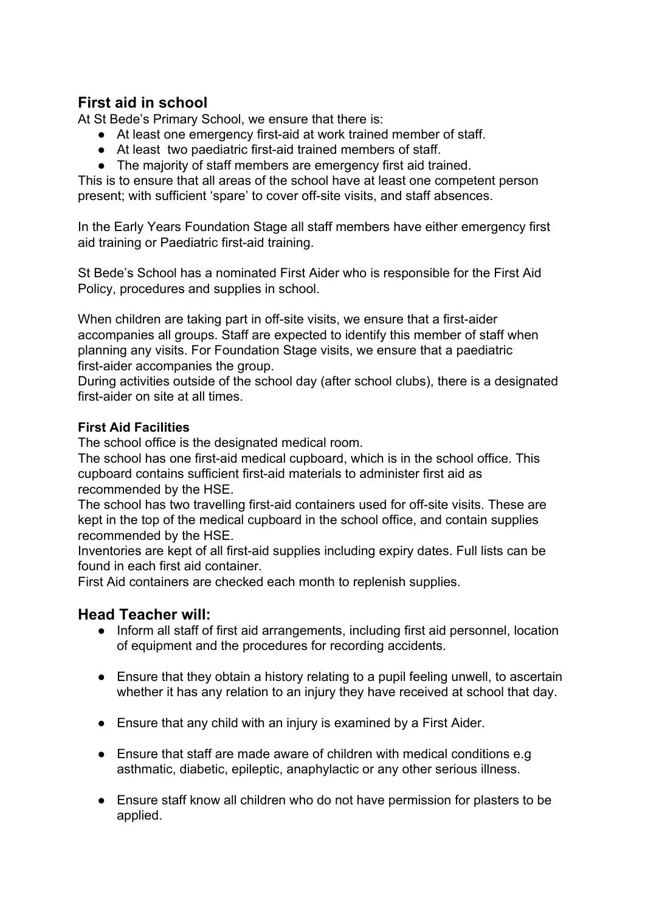## First aid in school

At St Bede's Primary School, we ensure that there is:

- At least one emergency first-aid at work trained member of staff.
- At least two paediatric first-aid trained members of staff.
- The majority of staff members are emergency first aid trained.

This is to ensure that all areas of the school have at least one competent person present; with sufficient 'spare' to cover off-site visits, and staff absences.

In the Early Years Foundation Stage all staff members have either emergency first aid training or Paediatric first-aid training.

St Bede's School has a nominated First Aider who is responsible for the First Aid Policy, procedures and supplies in school.

When children are taking part in off-site visits, we ensure that a first-aider accompanies all groups. Staff are expected to identify this member of staff when planning any visits. For Foundation Stage visits, we ensure that a paediatric first-aider accompanies the group.

During activities outside of the school day (after school clubs), there is a designated first-aider on site at all times.

### First Aid Facilities

The school office is the designated medical room.

The school has one first-aid medical cupboard, which is in the school office. This cupboard contains sufficient first-aid materials to administer first aid as recommended by the HSE.

The school has two travelling first-aid containers used for off-site visits. These are kept in the top of the medical cupboard in the school office, and contain supplies recommended by the HSE.

Inventories are kept of all first-aid supplies including expiry dates. Full lists can be found in each first aid container.

First Aid containers are checked each month to replenish supplies.

## Head Teacher will:

- Inform all staff of first aid arrangements, including first aid personnel, location of equipment and the procedures for recording accidents.
- Ensure that they obtain a history relating to a pupil feeling unwell, to ascertain whether it has any relation to an injury they have received at school that day.
- Ensure that any child with an injury is examined by a First Aider.
- Ensure that staff are made aware of children with medical conditions e.g asthmatic, diabetic, epileptic, anaphylactic or any other serious illness.
- Ensure staff know all children who do not have permission for plasters to be applied.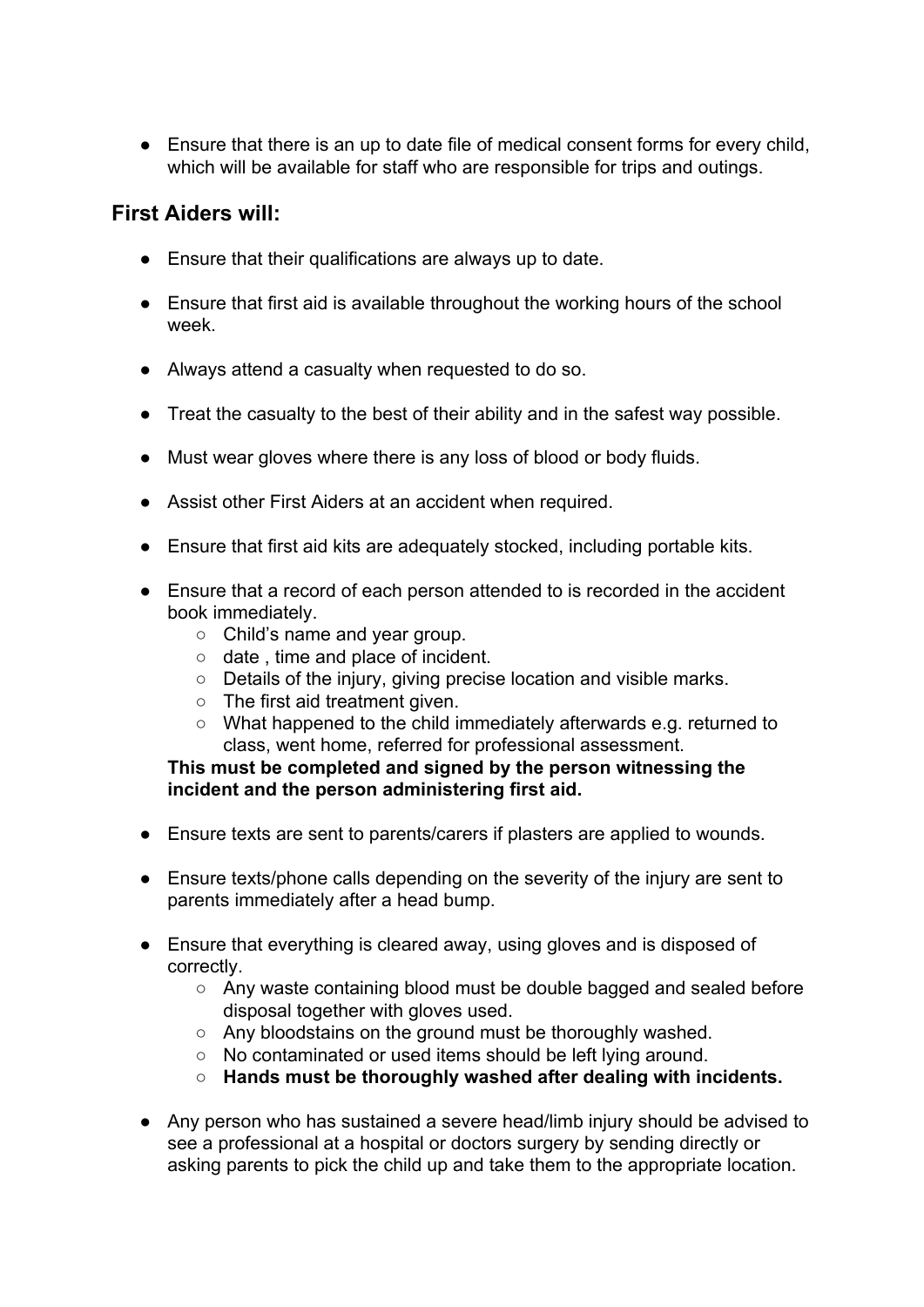- Ensure that there is an up to date file of medical consent forms for every child, which will be available for staff who are responsible for trips and outings.

## First Aiders will:

- Ensure that their qualifications are always up to date.
- Ensure that first aid is available throughout the working hours of the school week.
- Always attend a casualty when requested to do so.
- Treat the casualty to the best of their ability and in the safest way possible.
- Must wear gloves where there is any loss of blood or body fluids.
- Assist other First Aiders at an accident when required.
- Ensure that first aid kits are adequately stocked, including portable kits.
- Ensure that a record of each person attended to is recorded in the accident book immediately.
  - Child's name and year group.
  - date , time and place of incident.
  - Details of the injury, giving precise location and visible marks.
  - The first aid treatment given.
  - What happened to the child immediately afterwards e.g. returned to class, went home, referred for professional assessment.

  **This must be completed and signed by the person witnessing the incident and the person administering first aid.**
- Ensure texts are sent to parents/carers if plasters are applied to wounds.
- Ensure texts/phone calls depending on the severity of the injury are sent to parents immediately after a head bump.
- Ensure that everything is cleared away, using gloves and is disposed of correctly.
  - Any waste containing blood must be double bagged and sealed before disposal together with gloves used.
  - Any bloodstains on the ground must be thoroughly washed.
  - No contaminated or used items should be left lying around.
  - **Hands must be thoroughly washed after dealing with incidents.**
- Any person who has sustained a severe head/limb injury should be advised to see a professional at a hospital or doctors surgery by sending directly or asking parents to pick the child up and take them to the appropriate location.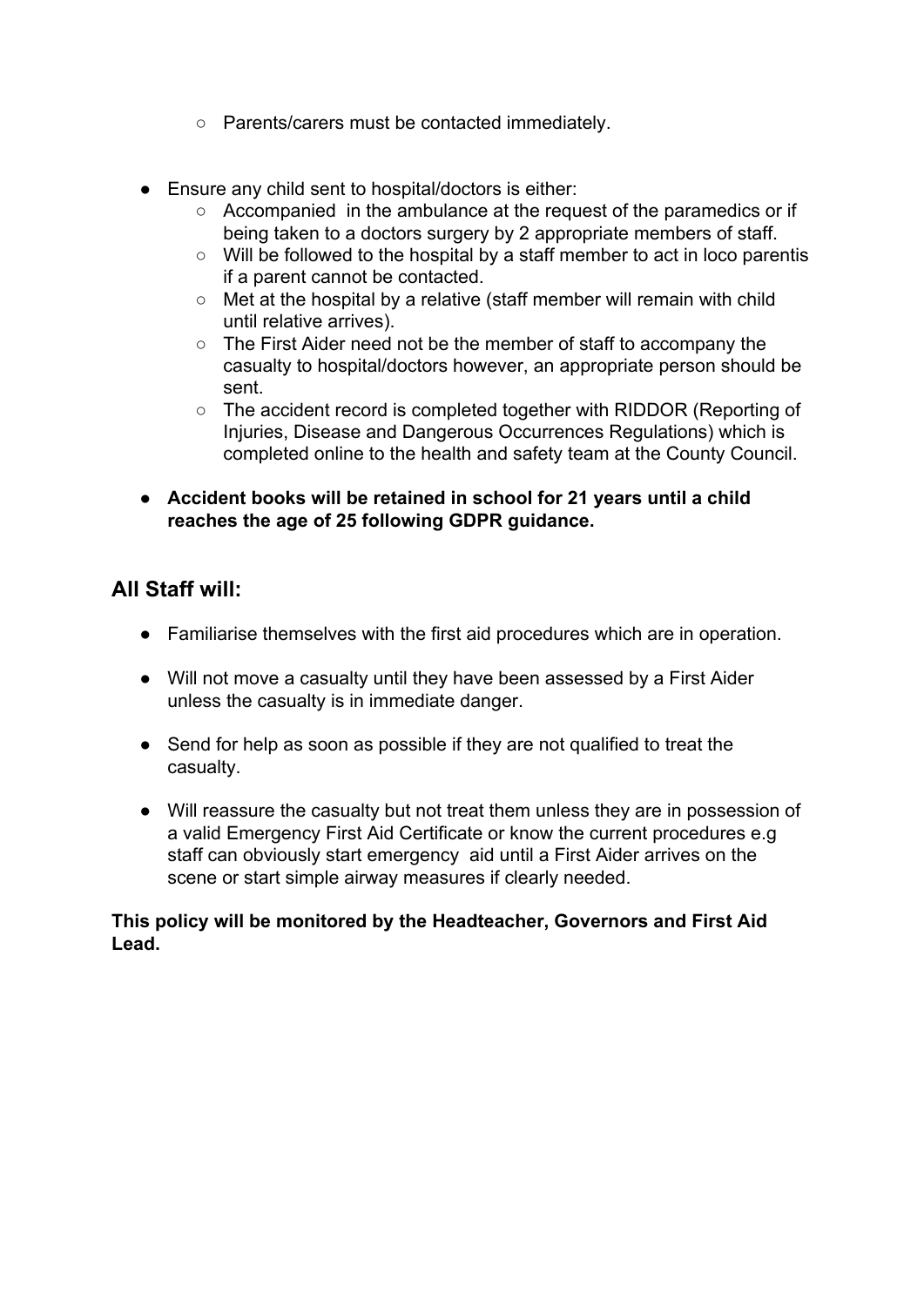- Parents/carers must be contacted immediately.

- Ensure any child sent to hospital/doctors is either:
    - Accompanied in the ambulance at the request of the paramedics or if being taken to a doctors surgery by 2 appropriate members of staff.
    - Will be followed to the hospital by a staff member to act in loco parentis if a parent cannot be contacted.
    - Met at the hospital by a relative (staff member will remain with child until relative arrives).
    - The First Aider need not be the member of staff to accompany the casualty to hospital/doctors however, an appropriate person should be sent.
    - The accident record is completed together with RIDDOR (Reporting of Injuries, Disease and Dangerous Occurrences Regulations) which is completed online to the health and safety team at the County Council.

- **Accident books will be retained in school for 21 years until a child reaches the age of 25 following GDPR guidance.**

## All Staff will:

- Familiarise themselves with the first aid procedures which are in operation.

- Will not move a casualty until they have been assessed by a First Aider unless the casualty is in immediate danger.

- Send for help as soon as possible if they are not qualified to treat the casualty.

- Will reassure the casualty but not treat them unless they are in possession of a valid Emergency First Aid Certificate or know the current procedures e.g staff can obviously start emergency aid until a First Aider arrives on the scene or start simple airway measures if clearly needed.

**This policy will be monitored by the Headteacher, Governors and First Aid Lead.**